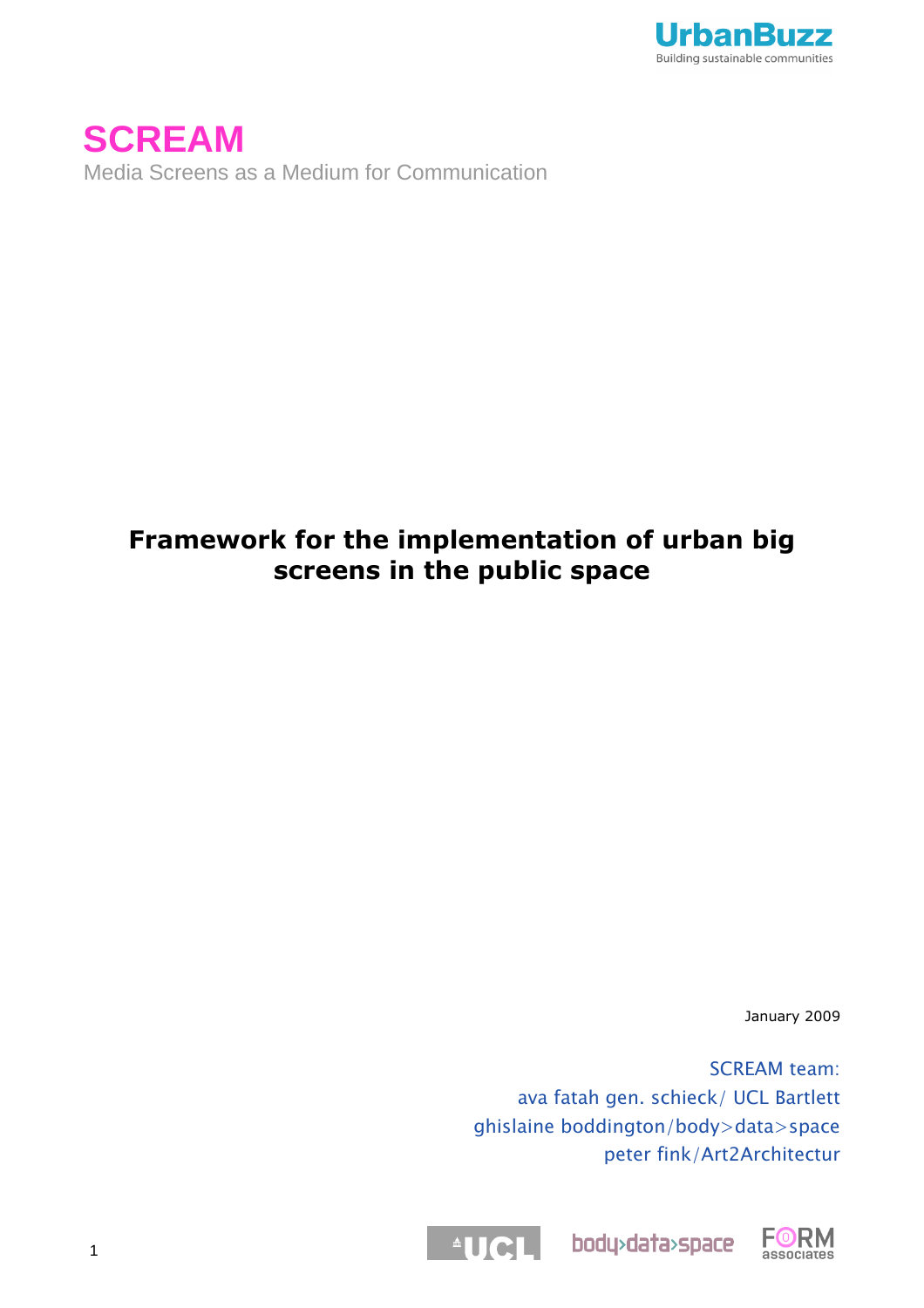UrbanBuzz
Building sustainable communities

# SCREAM

Media Screens as a Medium for Communication

## Framework for the implementation of urban big screens in the public space

January 2009

SCREAM team:
ava fatah gen. schieck/ UCL Bartlett
ghislaine boddington/body>data>space
peter fink/Art2Architectur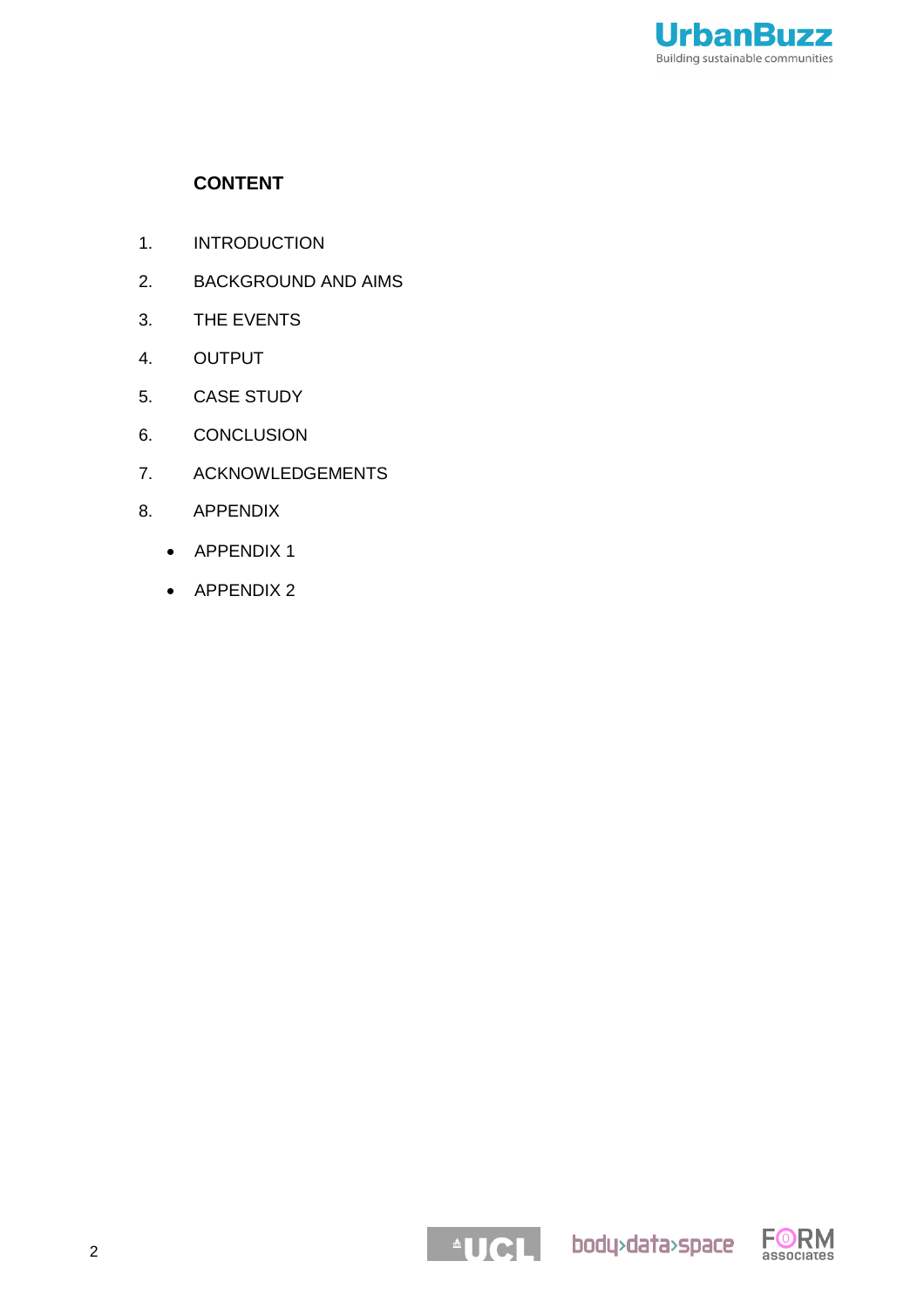## CONTENT

1. INTRODUCTION
2. BACKGROUND AND AIMS
3. THE EVENTS
4. OUTPUT
5. CASE STUDY
6. CONCLUSION
7. ACKNOWLEDGEMENTS
8. APPENDIX
   - APPENDIX 1
   - APPENDIX 2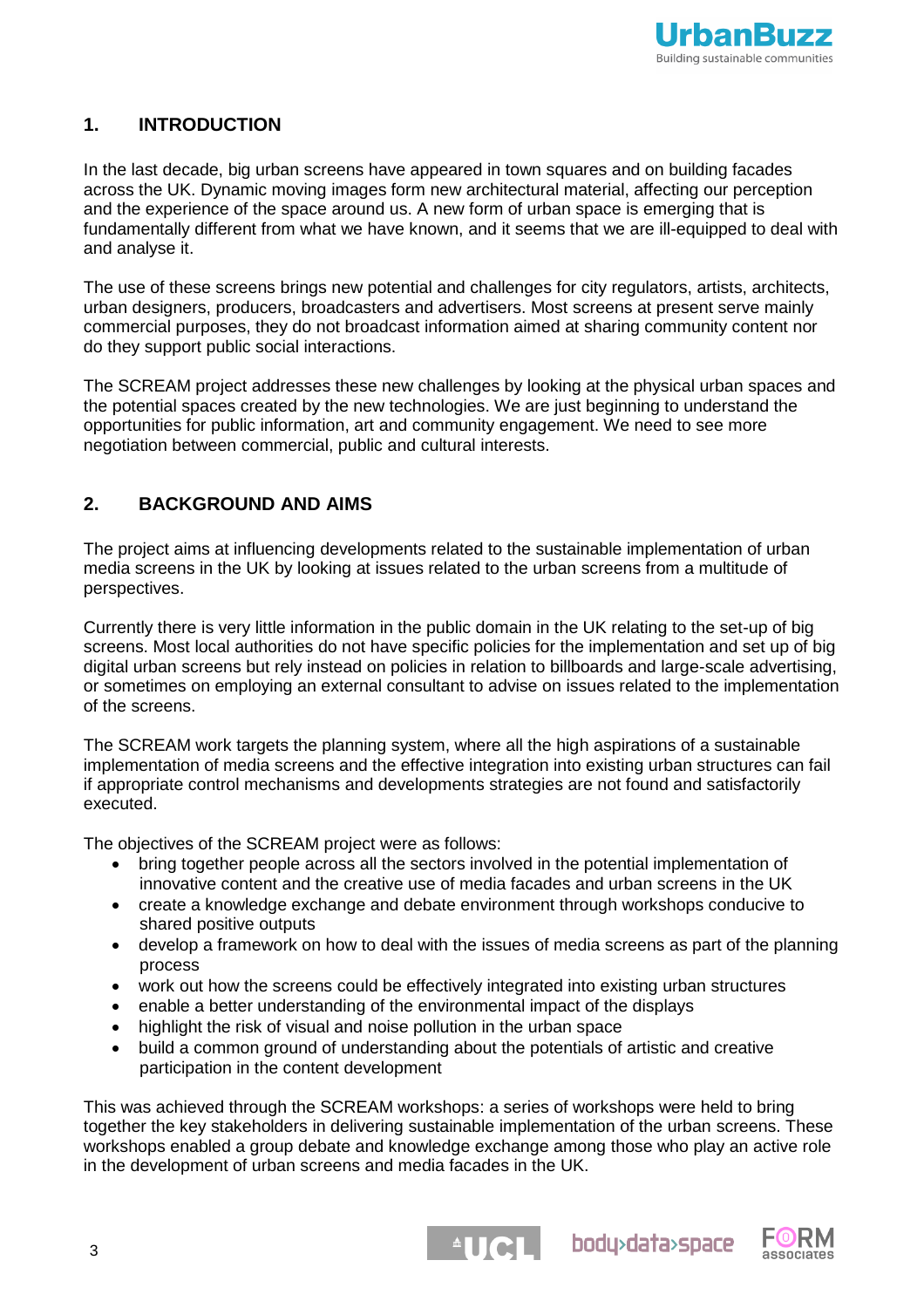## 1. INTRODUCTION

In the last decade, big urban screens have appeared in town squares and on building facades across the UK. Dynamic moving images form new architectural material, affecting our perception and the experience of the space around us. A new form of urban space is emerging that is fundamentally different from what we have known, and it seems that we are ill-equipped to deal with and analyse it.

The use of these screens brings new potential and challenges for city regulators, artists, architects, urban designers, producers, broadcasters and advertisers. Most screens at present serve mainly commercial purposes, they do not broadcast information aimed at sharing community content nor do they support public social interactions.

The SCREAM project addresses these new challenges by looking at the physical urban spaces and the potential spaces created by the new technologies. We are just beginning to understand the opportunities for public information, art and community engagement. We need to see more negotiation between commercial, public and cultural interests.

## 2. BACKGROUND AND AIMS

The project aims at influencing developments related to the sustainable implementation of urban media screens in the UK by looking at issues related to the urban screens from a multitude of perspectives.

Currently there is very little information in the public domain in the UK relating to the set-up of big screens. Most local authorities do not have specific policies for the implementation and set up of big digital urban screens but rely instead on policies in relation to billboards and large-scale advertising, or sometimes on employing an external consultant to advise on issues related to the implementation of the screens.

The SCREAM work targets the planning system, where all the high aspirations of a sustainable implementation of media screens and the effective integration into existing urban structures can fail if appropriate control mechanisms and developments strategies are not found and satisfactorily executed.

The objectives of the SCREAM project were as follows:

- bring together people across all the sectors involved in the potential implementation of innovative content and the creative use of media facades and urban screens in the UK
- create a knowledge exchange and debate environment through workshops conducive to shared positive outputs
- develop a framework on how to deal with the issues of media screens as part of the planning process
- work out how the screens could be effectively integrated into existing urban structures
- enable a better understanding of the environmental impact of the displays
- highlight the risk of visual and noise pollution in the urban space
- build a common ground of understanding about the potentials of artistic and creative participation in the content development

This was achieved through the SCREAM workshops: a series of workshops were held to bring together the key stakeholders in delivering sustainable implementation of the urban screens. These workshops enabled a group debate and knowledge exchange among those who play an active role in the development of urban screens and media facades in the UK.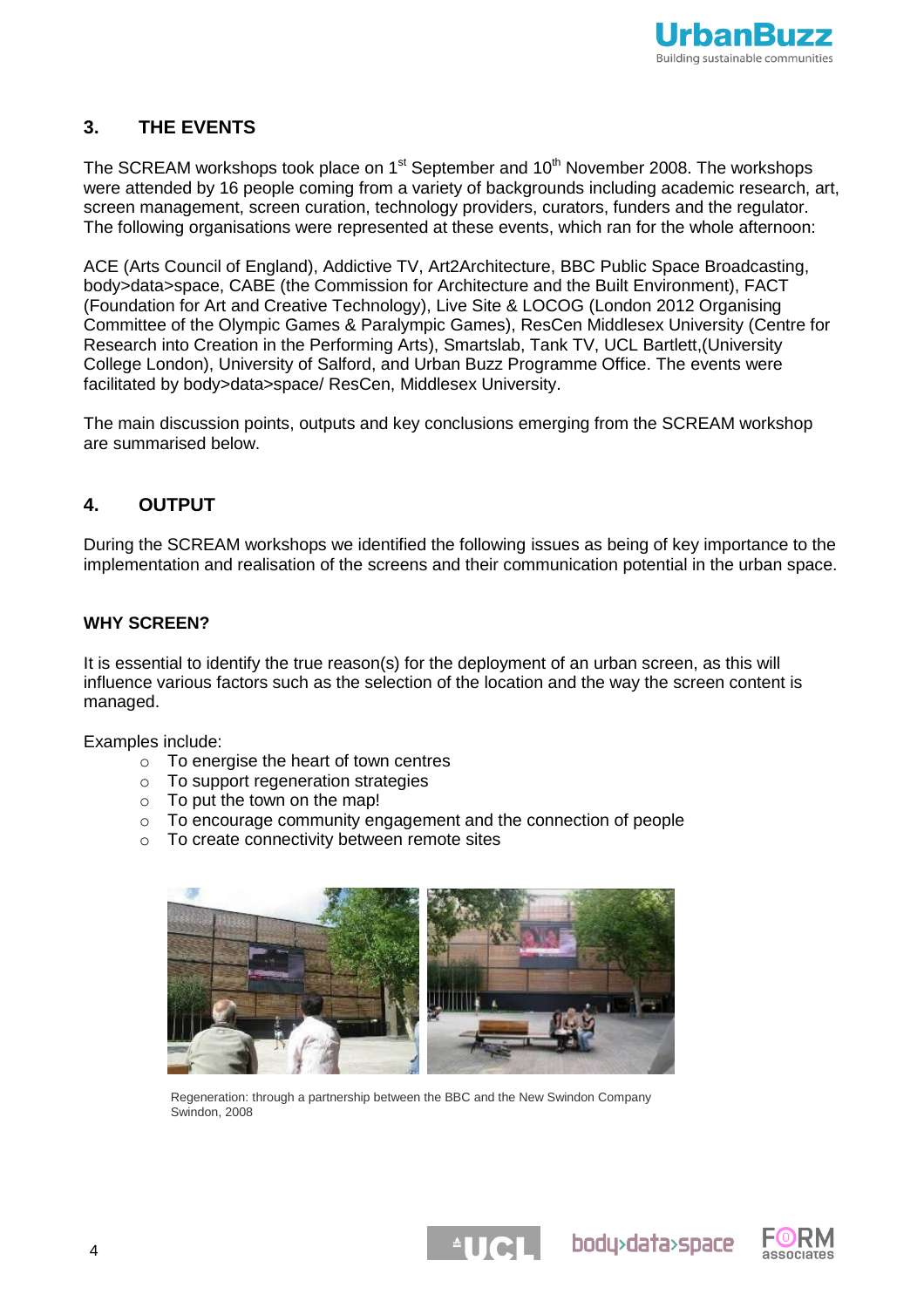## 3. THE EVENTS

The SCREAM workshops took place on 1st September and 10th November 2008. The workshops were attended by 16 people coming from a variety of backgrounds including academic research, art, screen management, screen curation, technology providers, curators, funders and the regulator. The following organisations were represented at these events, which ran for the whole afternoon:

ACE (Arts Council of England), Addictive TV, Art2Architecture, BBC Public Space Broadcasting, body>data>space, CABE (the Commission for Architecture and the Built Environment), FACT (Foundation for Art and Creative Technology), Live Site & LOCOG (London 2012 Organising Committee of the Olympic Games & Paralympic Games), ResCen Middlesex University (Centre for Research into Creation in the Performing Arts), Smartslab, Tank TV, UCL Bartlett,(University College London), University of Salford, and Urban Buzz Programme Office. The events were facilitated by body>data>space/ ResCen, Middlesex University.

The main discussion points, outputs and key conclusions emerging from the SCREAM workshop are summarised below.

## 4. OUTPUT

During the SCREAM workshops we identified the following issues as being of key importance to the implementation and realisation of the screens and their communication potential in the urban space.

### WHY SCREEN?

It is essential to identify the true reason(s) for the deployment of an urban screen, as this will influence various factors such as the selection of the location and the way the screen content is managed.

Examples include:

- To energise the heart of town centres
- To support regeneration strategies
- To put the town on the map!
- To encourage community engagement and the connection of people
- To create connectivity between remote sites

Regeneration: through a partnership between the BBC and the New Swindon Company Swindon, 2008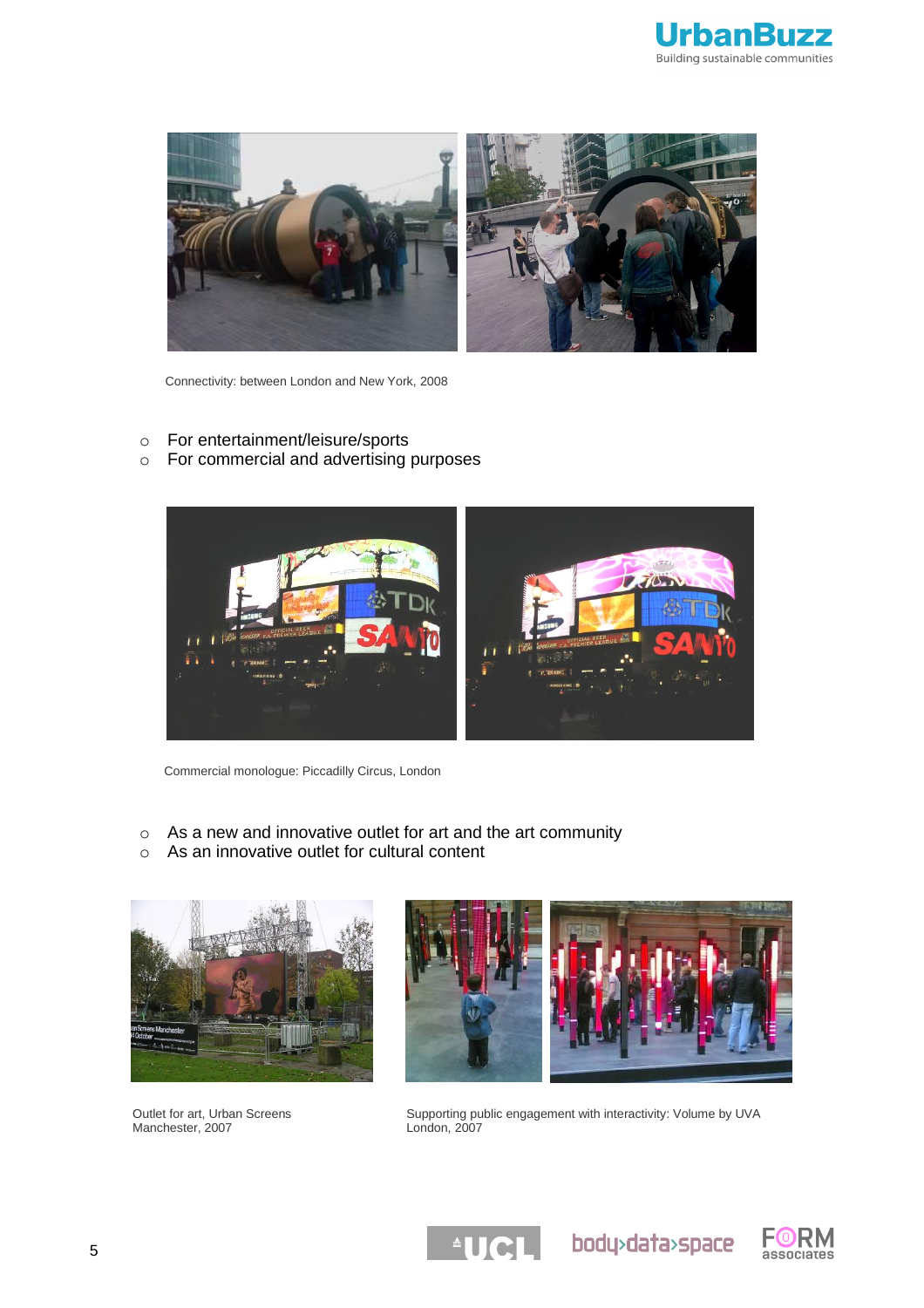Connectivity: between London and New York, 2008

- For entertainment/leisure/sports
- For commercial and advertising purposes

Commercial monologue: Piccadilly Circus, London

- As a new and innovative outlet for art and the art community
- As an innovative outlet for cultural content

Outlet for art, Urban Screens Manchester, 2007

Supporting public engagement with interactivity: Volume by UVA London, 2007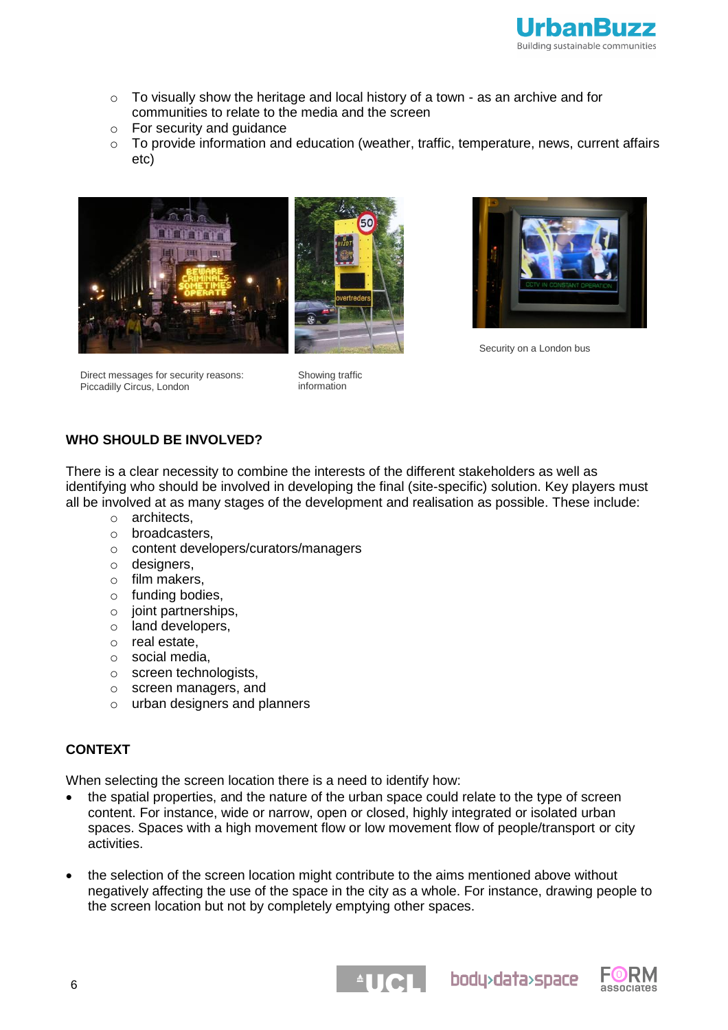- To visually show the heritage and local history of a town - as an archive and for communities to relate to the media and the screen
- For security and guidance
- To provide information and education (weather, traffic, temperature, news, current affairs etc)

Direct messages for security reasons: Piccadilly Circus, London

Showing traffic information

Security on a London bus

**WHO SHOULD BE INVOLVED?**

There is a clear necessity to combine the interests of the different stakeholders as well as identifying who should be involved in developing the final (site-specific) solution. Key players must all be involved at as many stages of the development and realisation as possible. These include:

- architects,
- broadcasters,
- content developers/curators/managers
- designers,
- film makers,
- funding bodies,
- joint partnerships,
- land developers,
- real estate,
- social media,
- screen technologists,
- screen managers, and
- urban designers and planners

**CONTEXT**

When selecting the screen location there is a need to identify how:

- the spatial properties, and the nature of the urban space could relate to the type of screen content. For instance, wide or narrow, open or closed, highly integrated or isolated urban spaces. Spaces with a high movement flow or low movement flow of people/transport or city activities.

- the selection of the screen location might contribute to the aims mentioned above without negatively affecting the use of the space in the city as a whole. For instance, drawing people to the screen location but not by completely emptying other spaces.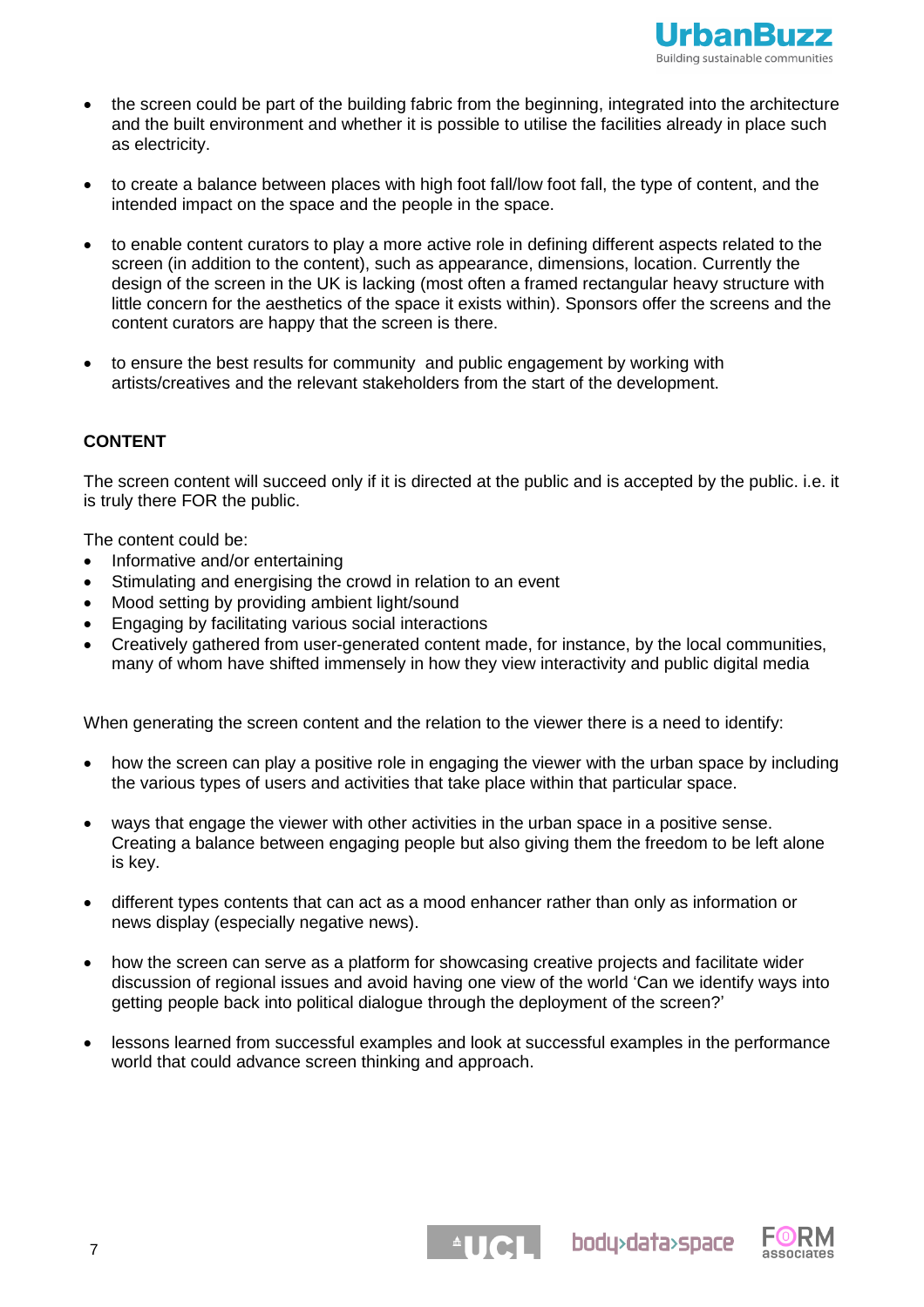- the screen could be part of the building fabric from the beginning, integrated into the architecture and the built environment and whether it is possible to utilise the facilities already in place such as electricity.

- to create a balance between places with high foot fall/low foot fall, the type of content, and the intended impact on the space and the people in the space.

- to enable content curators to play a more active role in defining different aspects related to the screen (in addition to the content), such as appearance, dimensions, location. Currently the design of the screen in the UK is lacking (most often a framed rectangular heavy structure with little concern for the aesthetics of the space it exists within). Sponsors offer the screens and the content curators are happy that the screen is there.

- to ensure the best results for community and public engagement by working with artists/creatives and the relevant stakeholders from the start of the development.

**CONTENT**

The screen content will succeed only if it is directed at the public and is accepted by the public. i.e. it is truly there FOR the public.

The content could be:

- Informative and/or entertaining
- Stimulating and energising the crowd in relation to an event
- Mood setting by providing ambient light/sound
- Engaging by facilitating various social interactions
- Creatively gathered from user-generated content made, for instance, by the local communities, many of whom have shifted immensely in how they view interactivity and public digital media

When generating the screen content and the relation to the viewer there is a need to identify:

- how the screen can play a positive role in engaging the viewer with the urban space by including the various types of users and activities that take place within that particular space.

- ways that engage the viewer with other activities in the urban space in a positive sense. Creating a balance between engaging people but also giving them the freedom to be left alone is key.

- different types contents that can act as a mood enhancer rather than only as information or news display (especially negative news).

- how the screen can serve as a platform for showcasing creative projects and facilitate wider discussion of regional issues and avoid having one view of the world 'Can we identify ways into getting people back into political dialogue through the deployment of the screen?'

- lessons learned from successful examples and look at successful examples in the performance world that could advance screen thinking and approach.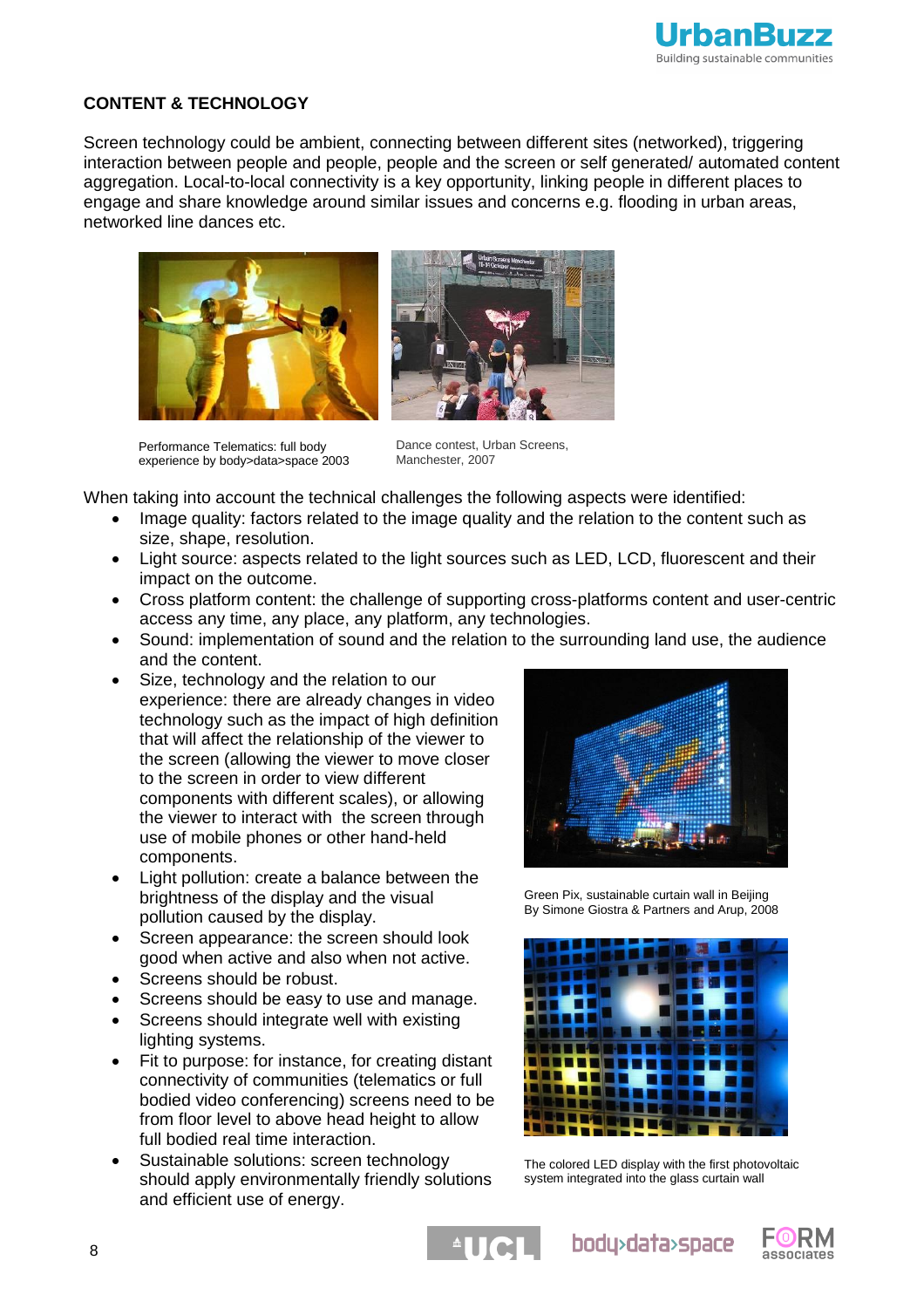## CONTENT & TECHNOLOGY

Screen technology could be ambient, connecting between different sites (networked), triggering interaction between people and people, people and the screen or self generated/ automated content aggregation. Local-to-local connectivity is a key opportunity, linking people in different places to engage and share knowledge around similar issues and concerns e.g. flooding in urban areas, networked line dances etc.

Performance Telematics: full body experience by body>data>space 2003

Dance contest, Urban Screens, Manchester, 2007

When taking into account the technical challenges the following aspects were identified:

- Image quality: factors related to the image quality and the relation to the content such as size, shape, resolution.
- Light source: aspects related to the light sources such as LED, LCD, fluorescent and their impact on the outcome.
- Cross platform content: the challenge of supporting cross-platforms content and user-centric access any time, any place, any platform, any technologies.
- Sound: implementation of sound and the relation to the surrounding land use, the audience and the content.
- Size, technology and the relation to our experience: there are already changes in video technology such as the impact of high definition that will affect the relationship of the viewer to the screen (allowing the viewer to move closer to the screen in order to view different components with different scales), or allowing the viewer to interact with the screen through use of mobile phones or other hand-held components.
- Light pollution: create a balance between the brightness of the display and the visual pollution caused by the display.
- Screen appearance: the screen should look good when active and also when not active.
- Screens should be robust.
- Screens should be easy to use and manage.
- Screens should integrate well with existing lighting systems.
- Fit to purpose: for instance, for creating distant connectivity of communities (telematics or full bodied video conferencing) screens need to be from floor level to above head height to allow full bodied real time interaction.
- Sustainable solutions: screen technology should apply environmentally friendly solutions and efficient use of energy.

Green Pix, sustainable curtain wall in Beijing By Simone Giostra & Partners and Arup, 2008

The colored LED display with the first photovoltaic system integrated into the glass curtain wall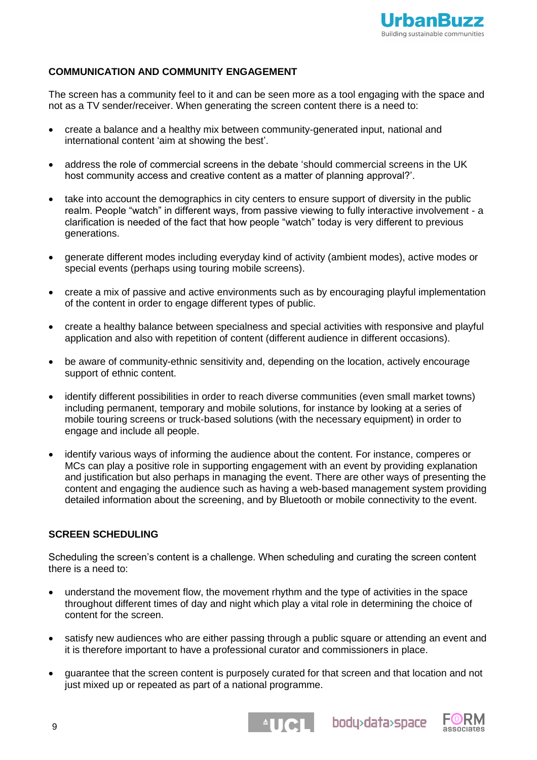## COMMUNICATION AND COMMUNITY ENGAGEMENT

The screen has a community feel to it and can be seen more as a tool engaging with the space and not as a TV sender/receiver. When generating the screen content there is a need to:

- create a balance and a healthy mix between community-generated input, national and international content 'aim at showing the best'.
- address the role of commercial screens in the debate 'should commercial screens in the UK host community access and creative content as a matter of planning approval?'.
- take into account the demographics in city centers to ensure support of diversity in the public realm. People "watch" in different ways, from passive viewing to fully interactive involvement - a clarification is needed of the fact that how people "watch" today is very different to previous generations.
- generate different modes including everyday kind of activity (ambient modes), active modes or special events (perhaps using touring mobile screens).
- create a mix of passive and active environments such as by encouraging playful implementation of the content in order to engage different types of public.
- create a healthy balance between specialness and special activities with responsive and playful application and also with repetition of content (different audience in different occasions).
- be aware of community-ethnic sensitivity and, depending on the location, actively encourage support of ethnic content.
- identify different possibilities in order to reach diverse communities (even small market towns) including permanent, temporary and mobile solutions, for instance by looking at a series of mobile touring screens or truck-based solutions (with the necessary equipment) in order to engage and include all people.
- identify various ways of informing the audience about the content. For instance, comperes or MCs can play a positive role in supporting engagement with an event by providing explanation and justification but also perhaps in managing the event. There are other ways of presenting the content and engaging the audience such as having a web-based management system providing detailed information about the screening, and by Bluetooth or mobile connectivity to the event.

## SCREEN SCHEDULING

Scheduling the screen's content is a challenge. When scheduling and curating the screen content there is a need to:

- understand the movement flow, the movement rhythm and the type of activities in the space throughout different times of day and night which play a vital role in determining the choice of content for the screen.
- satisfy new audiences who are either passing through a public square or attending an event and it is therefore important to have a professional curator and commissioners in place.
- guarantee that the screen content is purposely curated for that screen and that location and not just mixed up or repeated as part of a national programme.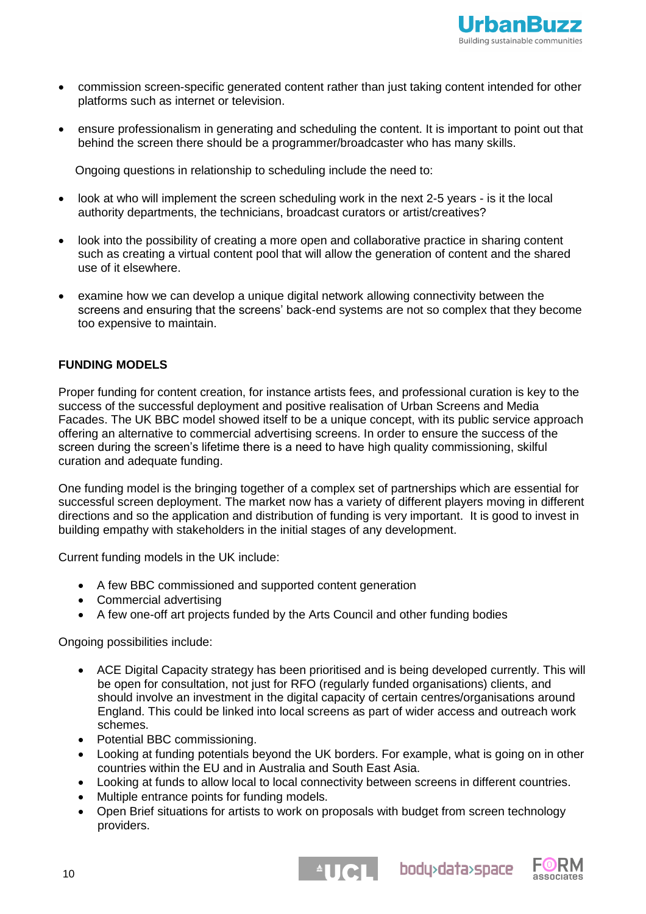- commission screen-specific generated content rather than just taking content intended for other platforms such as internet or television.

- ensure professionalism in generating and scheduling the content. It is important to point out that behind the screen there should be a programmer/broadcaster who has many skills.

Ongoing questions in relationship to scheduling include the need to:

- look at who will implement the screen scheduling work in the next 2-5 years - is it the local authority departments, the technicians, broadcast curators or artist/creatives?

- look into the possibility of creating a more open and collaborative practice in sharing content such as creating a virtual content pool that will allow the generation of content and the shared use of it elsewhere.

- examine how we can develop a unique digital network allowing connectivity between the screens and ensuring that the screens' back-end systems are not so complex that they become too expensive to maintain.

**FUNDING MODELS**

Proper funding for content creation, for instance artists fees, and professional curation is key to the success of the successful deployment and positive realisation of Urban Screens and Media Facades. The UK BBC model showed itself to be a unique concept, with its public service approach offering an alternative to commercial advertising screens. In order to ensure the success of the screen during the screen's lifetime there is a need to have high quality commissioning, skilful curation and adequate funding.

One funding model is the bringing together of a complex set of partnerships which are essential for successful screen deployment. The market now has a variety of different players moving in different directions and so the application and distribution of funding is very important. It is good to invest in building empathy with stakeholders in the initial stages of any development.

Current funding models in the UK include:

- A few BBC commissioned and supported content generation
- Commercial advertising
- A few one-off art projects funded by the Arts Council and other funding bodies

Ongoing possibilities include:

- ACE Digital Capacity strategy has been prioritised and is being developed currently. This will be open for consultation, not just for RFO (regularly funded organisations) clients, and should involve an investment in the digital capacity of certain centres/organisations around England. This could be linked into local screens as part of wider access and outreach work schemes.
- Potential BBC commissioning.
- Looking at funding potentials beyond the UK borders. For example, what is going on in other countries within the EU and in Australia and South East Asia.
- Looking at funds to allow local to local connectivity between screens in different countries.
- Multiple entrance points for funding models.
- Open Brief situations for artists to work on proposals with budget from screen technology providers.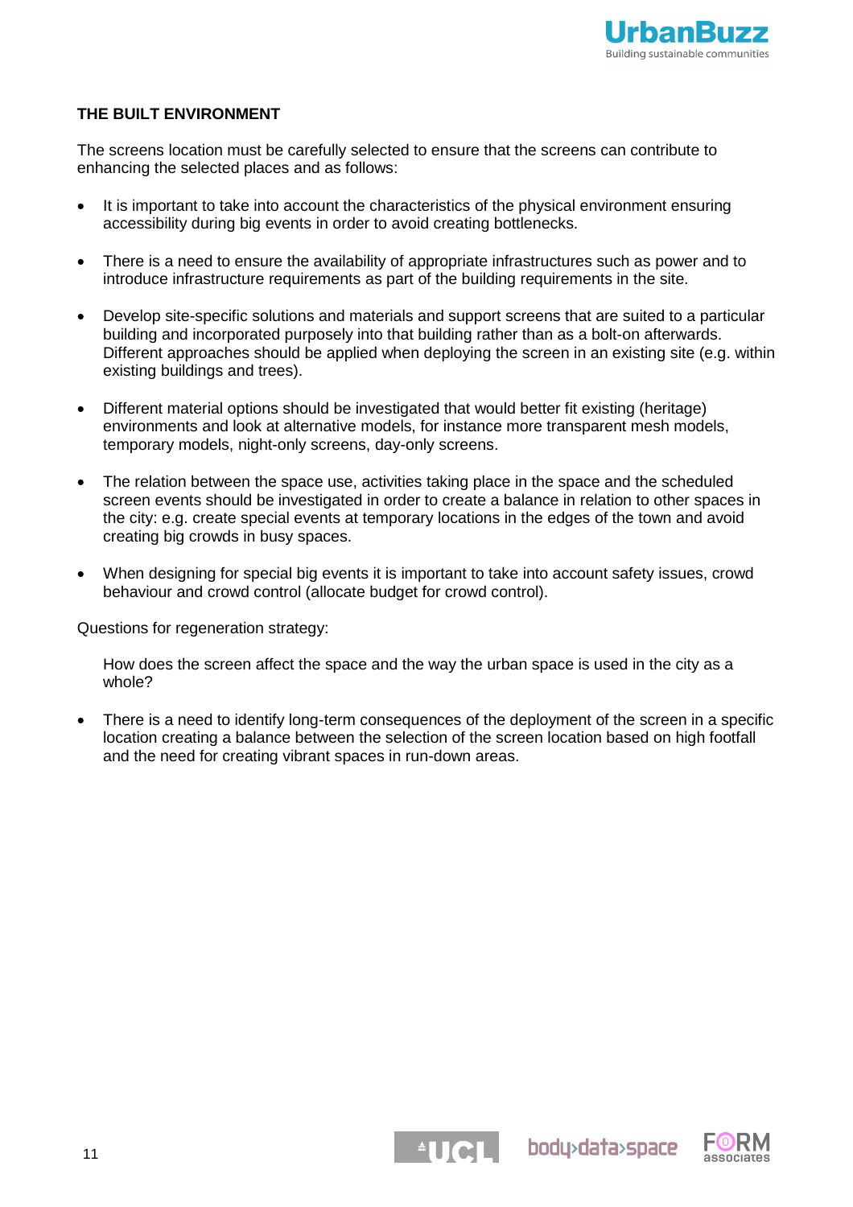## THE BUILT ENVIRONMENT

The screens location must be carefully selected to ensure that the screens can contribute to enhancing the selected places and as follows:

- It is important to take into account the characteristics of the physical environment ensuring accessibility during big events in order to avoid creating bottlenecks.
- There is a need to ensure the availability of appropriate infrastructures such as power and to introduce infrastructure requirements as part of the building requirements in the site.
- Develop site-specific solutions and materials and support screens that are suited to a particular building and incorporated purposely into that building rather than as a bolt-on afterwards. Different approaches should be applied when deploying the screen in an existing site (e.g. within existing buildings and trees).
- Different material options should be investigated that would better fit existing (heritage) environments and look at alternative models, for instance more transparent mesh models, temporary models, night-only screens, day-only screens.
- The relation between the space use, activities taking place in the space and the scheduled screen events should be investigated in order to create a balance in relation to other spaces in the city: e.g. create special events at temporary locations in the edges of the town and avoid creating big crowds in busy spaces.
- When designing for special big events it is important to take into account safety issues, crowd behaviour and crowd control (allocate budget for crowd control).

Questions for regeneration strategy:

How does the screen affect the space and the way the urban space is used in the city as a whole?

- There is a need to identify long-term consequences of the deployment of the screen in a specific location creating a balance between the selection of the screen location based on high footfall and the need for creating vibrant spaces in run-down areas.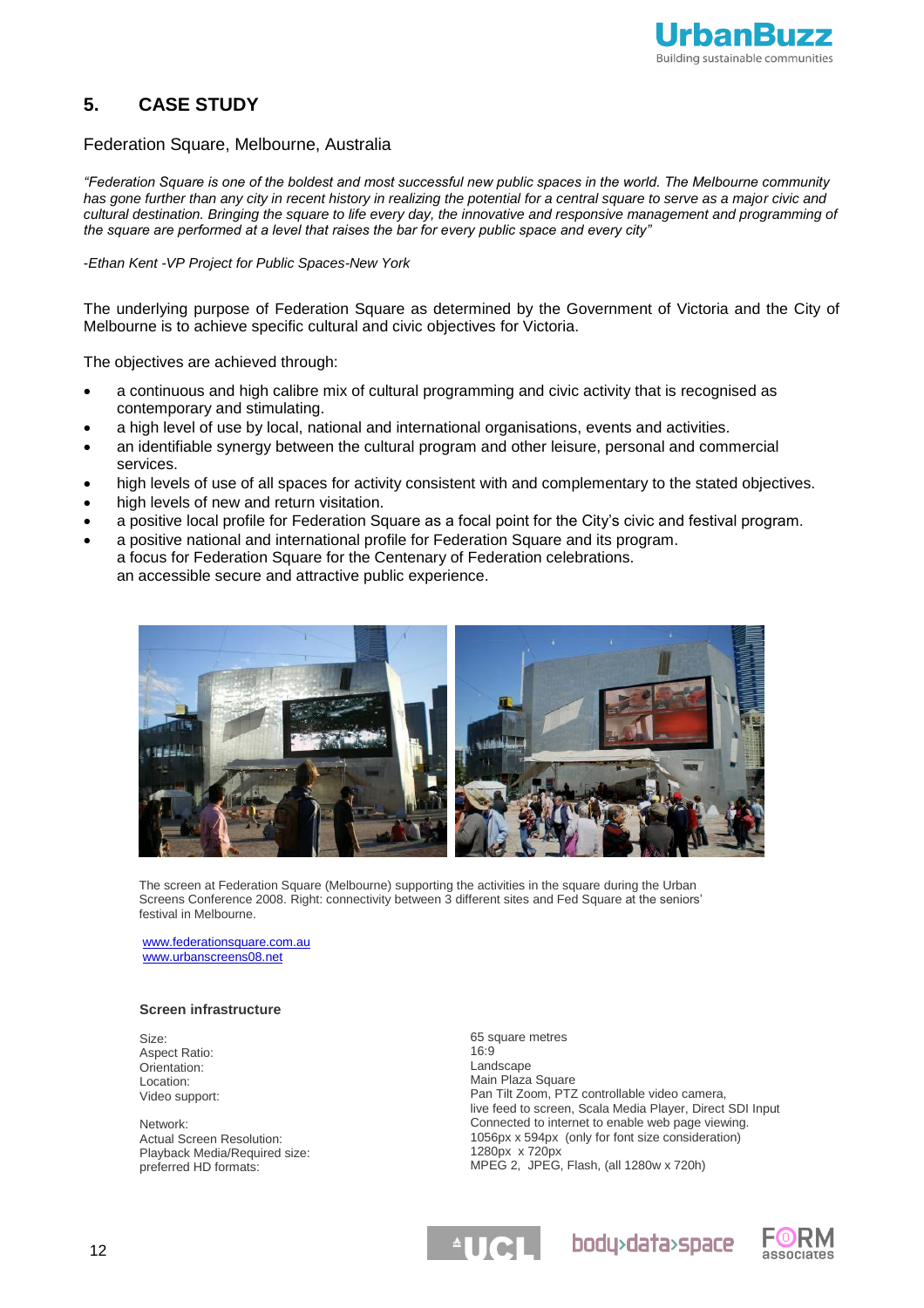## 5. CASE STUDY

Federation Square, Melbourne, Australia

*"Federation Square is one of the boldest and most successful new public spaces in the world. The Melbourne community has gone further than any city in recent history in realizing the potential for a central square to serve as a major civic and cultural destination. Bringing the square to life every day, the innovative and responsive management and programming of the square are performed at a level that raises the bar for every public space and every city"*

*-Ethan Kent -VP Project for Public Spaces-New York*

The underlying purpose of Federation Square as determined by the Government of Victoria and the City of Melbourne is to achieve specific cultural and civic objectives for Victoria.

The objectives are achieved through:

- a continuous and high calibre mix of cultural programming and civic activity that is recognised as contemporary and stimulating.
- a high level of use by local, national and international organisations, events and activities.
- an identifiable synergy between the cultural program and other leisure, personal and commercial services.
- high levels of use of all spaces for activity consistent with and complementary to the stated objectives.
- high levels of new and return visitation.
- a positive local profile for Federation Square as a focal point for the City's civic and festival program.
- a positive national and international profile for Federation Square and its program.
  a focus for Federation Square for the Centenary of Federation celebrations.
  an accessible secure and attractive public experience.

The screen at Federation Square (Melbourne) supporting the activities in the square during the Urban Screens Conference 2008. Right: connectivity between 3 different sites and Fed Square at the seniors' festival in Melbourne.

www.federationsquare.com.au
www.urbanscreens08.net

### Screen infrastructure

| | |
|---|---|
| Size: | 65 square metres |
| Aspect Ratio: | 16:9 |
| Orientation: | Landscape |
| Location: | Main Plaza Square |
| Video support: | Pan Tilt Zoom, PTZ controllable video camera, live feed to screen, Scala Media Player, Direct SDI Input |
| Network: | Connected to internet to enable web page viewing. |
| Actual Screen Resolution: | 1056px x 594px (only for font size consideration) |
| Playback Media/Required size: | 1280px x 720px |
| preferred HD formats: | MPEG 2, JPEG, Flash, (all 1280w x 720h) |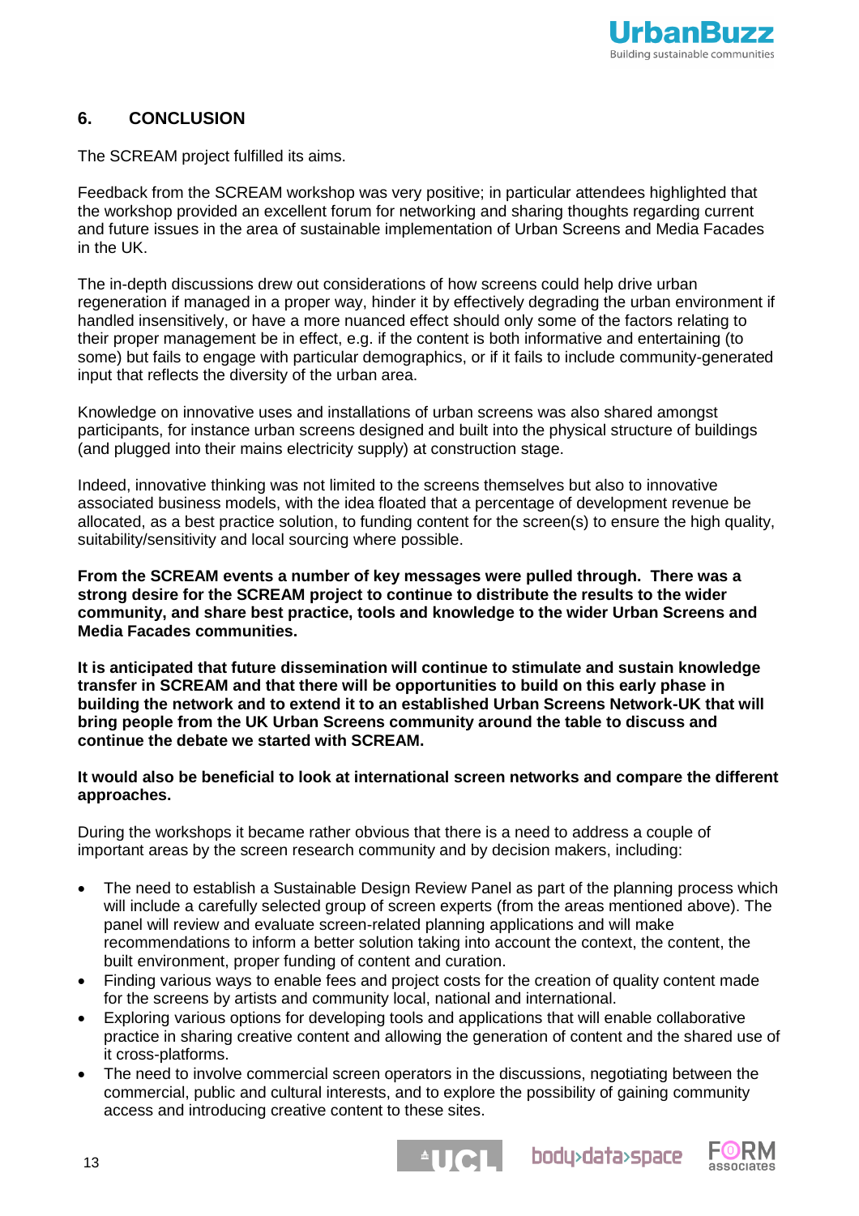## 6. CONCLUSION

The SCREAM project fulfilled its aims.

Feedback from the SCREAM workshop was very positive; in particular attendees highlighted that the workshop provided an excellent forum for networking and sharing thoughts regarding current and future issues in the area of sustainable implementation of Urban Screens and Media Facades in the UK.

The in-depth discussions drew out considerations of how screens could help drive urban regeneration if managed in a proper way, hinder it by effectively degrading the urban environment if handled insensitively, or have a more nuanced effect should only some of the factors relating to their proper management be in effect, e.g. if the content is both informative and entertaining (to some) but fails to engage with particular demographics, or if it fails to include community-generated input that reflects the diversity of the urban area.

Knowledge on innovative uses and installations of urban screens was also shared amongst participants, for instance urban screens designed and built into the physical structure of buildings (and plugged into their mains electricity supply) at construction stage.

Indeed, innovative thinking was not limited to the screens themselves but also to innovative associated business models, with the idea floated that a percentage of development revenue be allocated, as a best practice solution, to funding content for the screen(s) to ensure the high quality, suitability/sensitivity and local sourcing where possible.

**From the SCREAM events a number of key messages were pulled through. There was a strong desire for the SCREAM project to continue to distribute the results to the wider community, and share best practice, tools and knowledge to the wider Urban Screens and Media Facades communities.**

**It is anticipated that future dissemination will continue to stimulate and sustain knowledge transfer in SCREAM and that there will be opportunities to build on this early phase in building the network and to extend it to an established Urban Screens Network-UK that will bring people from the UK Urban Screens community around the table to discuss and continue the debate we started with SCREAM.**

**It would also be beneficial to look at international screen networks and compare the different approaches.**

During the workshops it became rather obvious that there is a need to address a couple of important areas by the screen research community and by decision makers, including:

- The need to establish a Sustainable Design Review Panel as part of the planning process which will include a carefully selected group of screen experts (from the areas mentioned above). The panel will review and evaluate screen-related planning applications and will make recommendations to inform a better solution taking into account the context, the content, the built environment, proper funding of content and curation.
- Finding various ways to enable fees and project costs for the creation of quality content made for the screens by artists and community local, national and international.
- Exploring various options for developing tools and applications that will enable collaborative practice in sharing creative content and allowing the generation of content and the shared use of it cross-platforms.
- The need to involve commercial screen operators in the discussions, negotiating between the commercial, public and cultural interests, and to explore the possibility of gaining community access and introducing creative content to these sites.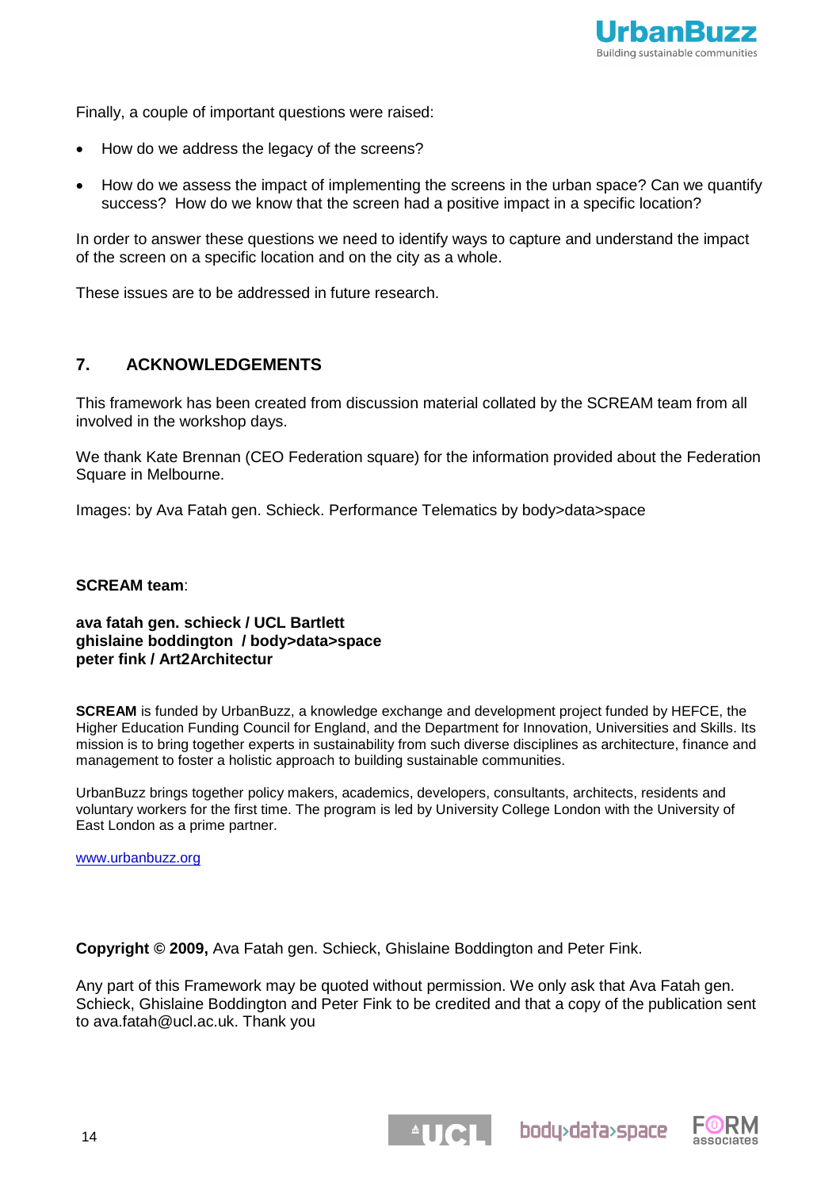Finally, a couple of important questions were raised:

- How do we address the legacy of the screens?
- How do we assess the impact of implementing the screens in the urban space? Can we quantify success? How do we know that the screen had a positive impact in a specific location?

In order to answer these questions we need to identify ways to capture and understand the impact of the screen on a specific location and on the city as a whole.

These issues are to be addressed in future research.

## 7. ACKNOWLEDGEMENTS

This framework has been created from discussion material collated by the SCREAM team from all involved in the workshop days.

We thank Kate Brennan (CEO Federation square) for the information provided about the Federation Square in Melbourne.

Images: by Ava Fatah gen. Schieck. Performance Telematics by body>data>space

**SCREAM team**:

**ava fatah gen. schieck / UCL Bartlett**
**ghislaine boddington / body>data>space**
**peter fink / Art2Architectur**

**SCREAM** is funded by UrbanBuzz, a knowledge exchange and development project funded by HEFCE, the Higher Education Funding Council for England, and the Department for Innovation, Universities and Skills. Its mission is to bring together experts in sustainability from such diverse disciplines as architecture, finance and management to foster a holistic approach to building sustainable communities.

UrbanBuzz brings together policy makers, academics, developers, consultants, architects, residents and voluntary workers for the first time. The program is led by University College London with the University of East London as a prime partner.

www.urbanbuzz.org

**Copyright © 2009,** Ava Fatah gen. Schieck, Ghislaine Boddington and Peter Fink.

Any part of this Framework may be quoted without permission. We only ask that Ava Fatah gen. Schieck, Ghislaine Boddington and Peter Fink to be credited and that a copy of the publication sent to ava.fatah@ucl.ac.uk. Thank you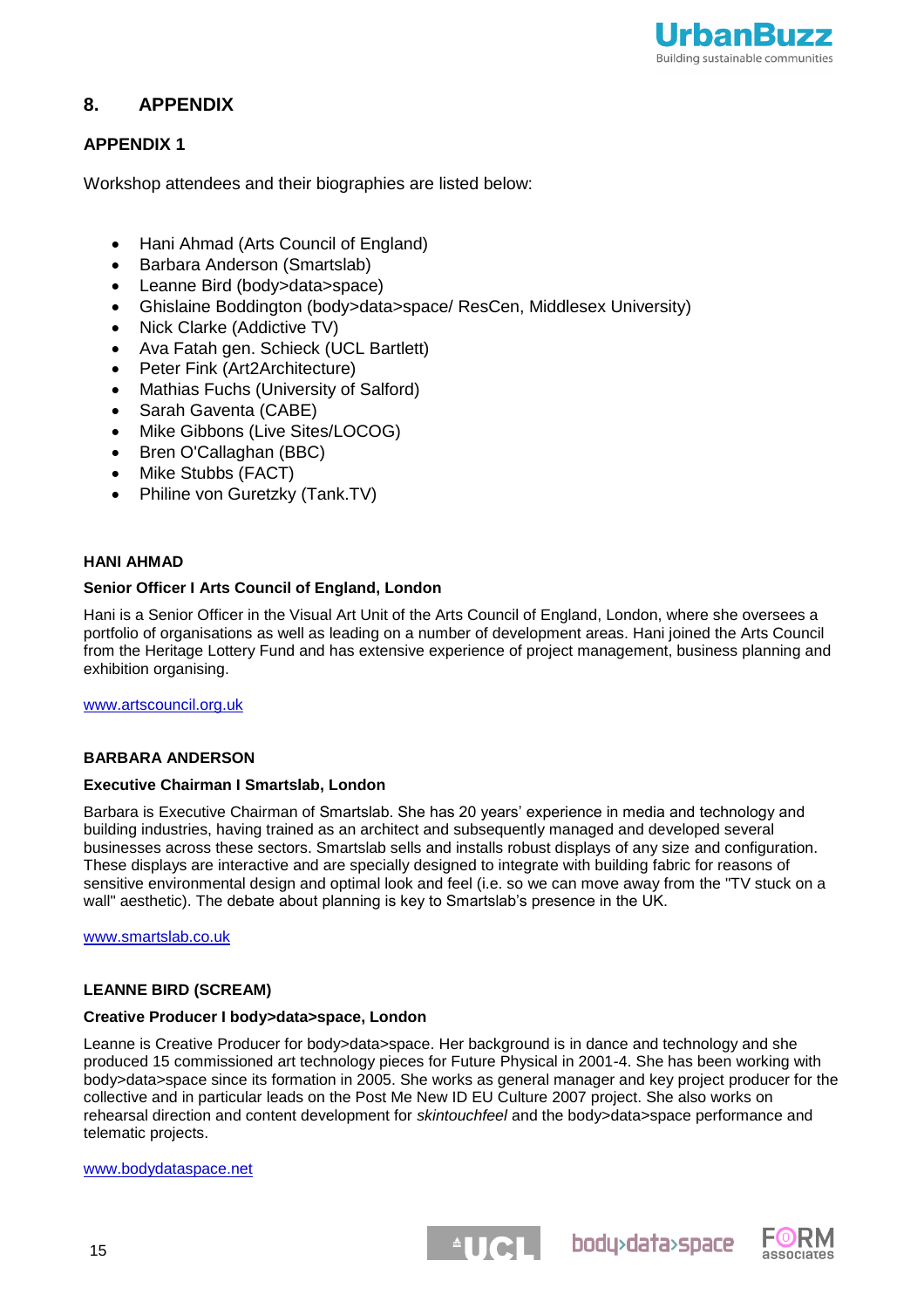## 8. APPENDIX

### APPENDIX 1

Workshop attendees and their biographies are listed below:

- Hani Ahmad (Arts Council of England)
- Barbara Anderson (Smartslab)
- Leanne Bird (body>data>space)
- Ghislaine Boddington (body>data>space/ ResCen, Middlesex University)
- Nick Clarke (Addictive TV)
- Ava Fatah gen. Schieck (UCL Bartlett)
- Peter Fink (Art2Architecture)
- Mathias Fuchs (University of Salford)
- Sarah Gaventa (CABE)
- Mike Gibbons (Live Sites/LOCOG)
- Bren O'Callaghan (BBC)
- Mike Stubbs (FACT)
- Philine von Guretzky (Tank.TV)

#### HANI AHMAD

**Senior Officer I Arts Council of England, London**

Hani is a Senior Officer in the Visual Art Unit of the Arts Council of England, London, where she oversees a portfolio of organisations as well as leading on a number of development areas. Hani joined the Arts Council from the Heritage Lottery Fund and has extensive experience of project management, business planning and exhibition organising.

www.artscouncil.org.uk

#### BARBARA ANDERSON

**Executive Chairman I Smartslab, London**

Barbara is Executive Chairman of Smartslab. She has 20 years' experience in media and technology and building industries, having trained as an architect and subsequently managed and developed several businesses across these sectors. Smartslab sells and installs robust displays of any size and configuration. These displays are interactive and are specially designed to integrate with building fabric for reasons of sensitive environmental design and optimal look and feel (i.e. so we can move away from the "TV stuck on a wall" aesthetic). The debate about planning is key to Smartslab's presence in the UK.

www.smartslab.co.uk

#### LEANNE BIRD (SCREAM)

**Creative Producer I body>data>space, London**

Leanne is Creative Producer for body>data>space. Her background is in dance and technology and she produced 15 commissioned art technology pieces for Future Physical in 2001-4. She has been working with body>data>space since its formation in 2005. She works as general manager and key project producer for the collective and in particular leads on the Post Me New ID EU Culture 2007 project. She also works on rehearsal direction and content development for *skintouchfeel* and the body>data>space performance and telematic projects.

www.bodydataspace.net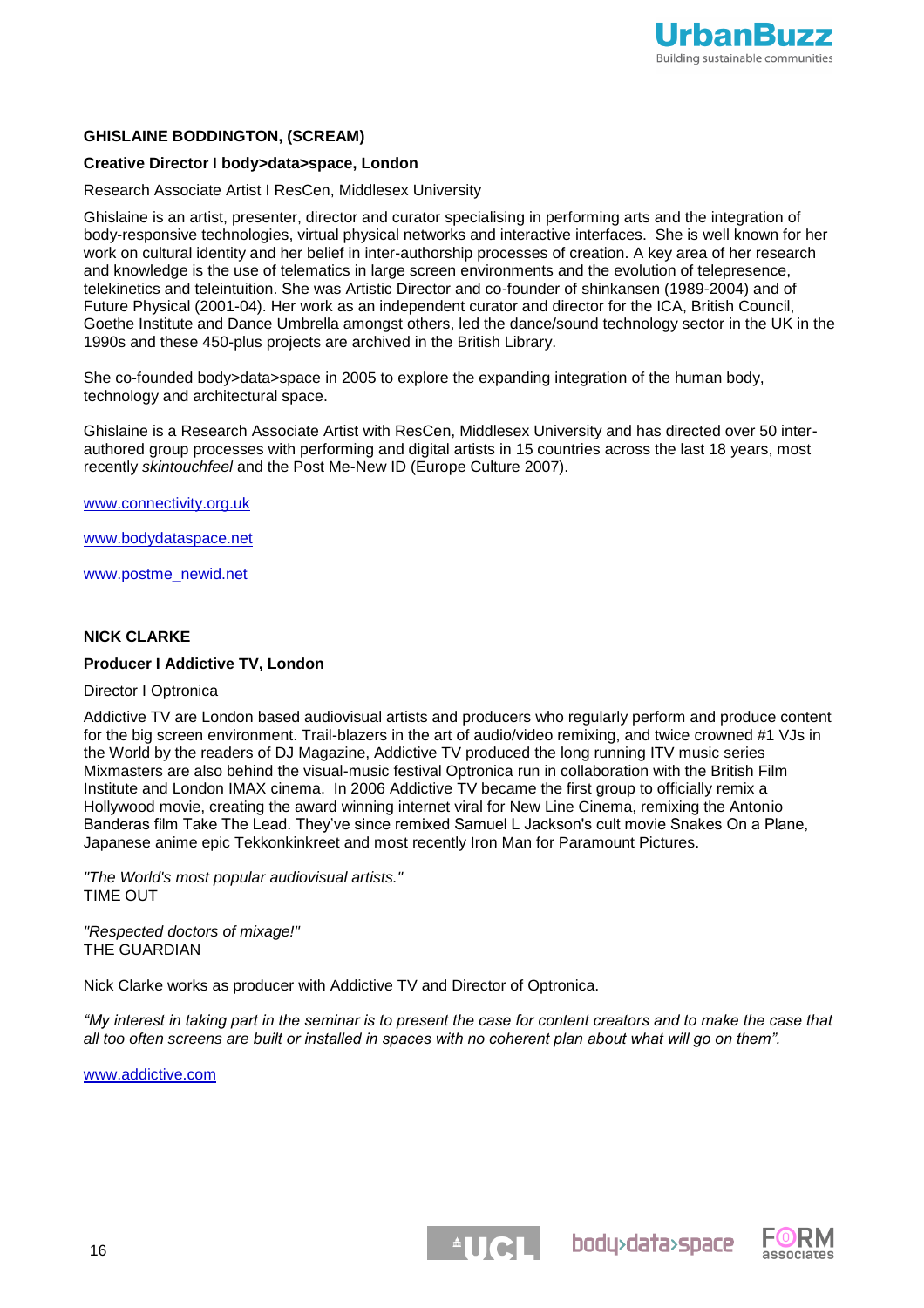### GHISLAINE BODDINGTON, (SCREAM)

**Creative Director** I **body>data>space, London**

Research Associate Artist I ResCen, Middlesex University

Ghislaine is an artist, presenter, director and curator specialising in performing arts and the integration of body-responsive technologies, virtual physical networks and interactive interfaces. She is well known for her work on cultural identity and her belief in inter-authorship processes of creation. A key area of her research and knowledge is the use of telematics in large screen environments and the evolution of telepresence, telekinetics and teleintuition. She was Artistic Director and co-founder of shinkansen (1989-2004) and of Future Physical (2001-04). Her work as an independent curator and director for the ICA, British Council, Goethe Institute and Dance Umbrella amongst others, led the dance/sound technology sector in the UK in the 1990s and these 450-plus projects are archived in the British Library.

She co-founded body>data>space in 2005 to explore the expanding integration of the human body, technology and architectural space.

Ghislaine is a Research Associate Artist with ResCen, Middlesex University and has directed over 50 inter-authored group processes with performing and digital artists in 15 countries across the last 18 years, most recently *skintouchfeel* and the Post Me-New ID (Europe Culture 2007).

www.connectivity.org.uk

www.bodydataspace.net

www.postme_newid.net

### NICK CLARKE

**Producer I Addictive TV, London**

Director I Optronica

Addictive TV are London based audiovisual artists and producers who regularly perform and produce content for the big screen environment. Trail-blazers in the art of audio/video remixing, and twice crowned #1 VJs in the World by the readers of DJ Magazine, Addictive TV produced the long running ITV music series Mixmasters are also behind the visual-music festival Optronica run in collaboration with the British Film Institute and London IMAX cinema. In 2006 Addictive TV became the first group to officially remix a Hollywood movie, creating the award winning internet viral for New Line Cinema, remixing the Antonio Banderas film Take The Lead. They've since remixed Samuel L Jackson's cult movie Snakes On a Plane, Japanese anime epic Tekkonkinkreet and most recently Iron Man for Paramount Pictures.

*"The World's most popular audiovisual artists."*
TIME OUT

*"Respected doctors of mixage!"*
THE GUARDIAN

Nick Clarke works as producer with Addictive TV and Director of Optronica.

*"My interest in taking part in the seminar is to present the case for content creators and to make the case that all too often screens are built or installed in spaces with no coherent plan about what will go on them".*

www.addictive.com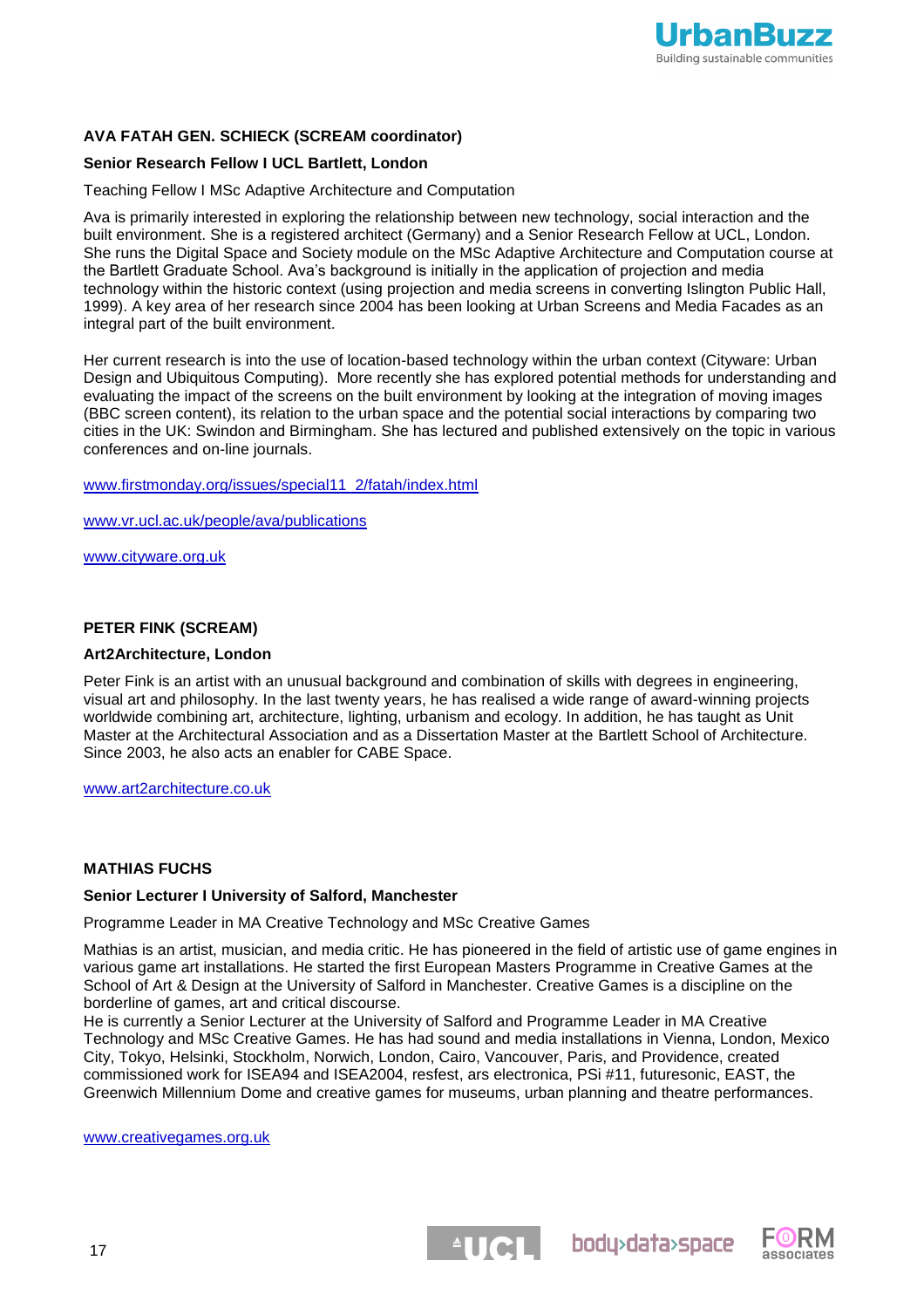**AVA FATAH GEN. SCHIECK (SCREAM coordinator)**

**Senior Research Fellow I UCL Bartlett, London**

Teaching Fellow I MSc Adaptive Architecture and Computation

Ava is primarily interested in exploring the relationship between new technology, social interaction and the built environment. She is a registered architect (Germany) and a Senior Research Fellow at UCL, London. She runs the Digital Space and Society module on the MSc Adaptive Architecture and Computation course at the Bartlett Graduate School. Ava's background is initially in the application of projection and media technology within the historic context (using projection and media screens in converting Islington Public Hall, 1999). A key area of her research since 2004 has been looking at Urban Screens and Media Facades as an integral part of the built environment.

Her current research is into the use of location-based technology within the urban context (Cityware: Urban Design and Ubiquitous Computing). More recently she has explored potential methods for understanding and evaluating the impact of the screens on the built environment by looking at the integration of moving images (BBC screen content), its relation to the urban space and the potential social interactions by comparing two cities in the UK: Swindon and Birmingham. She has lectured and published extensively on the topic in various conferences and on-line journals.

www.firstmonday.org/issues/special11_2/fatah/index.html

www.vr.ucl.ac.uk/people/ava/publications

www.cityware.org.uk

**PETER FINK (SCREAM)**

**Art2Architecture, London**

Peter Fink is an artist with an unusual background and combination of skills with degrees in engineering, visual art and philosophy. In the last twenty years, he has realised a wide range of award-winning projects worldwide combining art, architecture, lighting, urbanism and ecology. In addition, he has taught as Unit Master at the Architectural Association and as a Dissertation Master at the Bartlett School of Architecture. Since 2003, he also acts an enabler for CABE Space.

www.art2architecture.co.uk

**MATHIAS FUCHS**

**Senior Lecturer I University of Salford, Manchester**

Programme Leader in MA Creative Technology and MSc Creative Games

Mathias is an artist, musician, and media critic. He has pioneered in the field of artistic use of game engines in various game art installations. He started the first European Masters Programme in Creative Games at the School of Art & Design at the University of Salford in Manchester. Creative Games is a discipline on the borderline of games, art and critical discourse.
He is currently a Senior Lecturer at the University of Salford and Programme Leader in MA Creative Technology and MSc Creative Games. He has had sound and media installations in Vienna, London, Mexico City, Tokyo, Helsinki, Stockholm, Norwich, London, Cairo, Vancouver, Paris, and Providence, created commissioned work for ISEA94 and ISEA2004, resfest, ars electronica, PSi #11, futuresonic, EAST, the Greenwich Millennium Dome and creative games for museums, urban planning and theatre performances.

www.creativegames.org.uk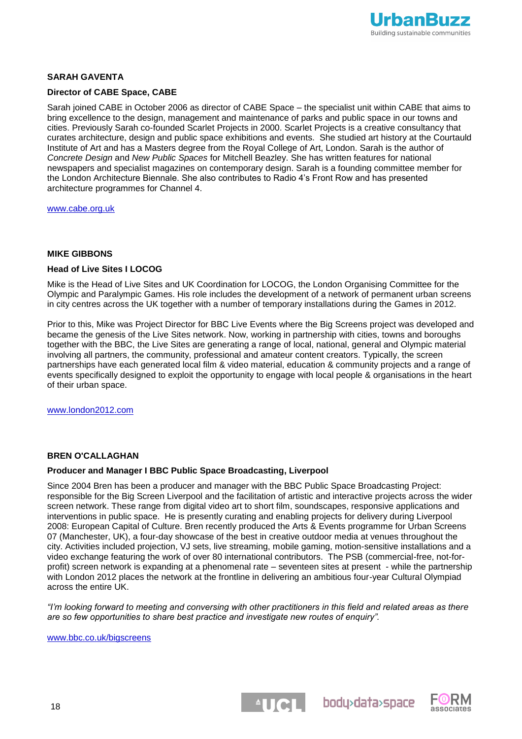**SARAH GAVENTA**

**Director of CABE Space, CABE**

Sarah joined CABE in October 2006 as director of CABE Space – the specialist unit within CABE that aims to bring excellence to the design, management and maintenance of parks and public space in our towns and cities. Previously Sarah co-founded Scarlet Projects in 2000. Scarlet Projects is a creative consultancy that curates architecture, design and public space exhibitions and events. She studied art history at the Courtauld Institute of Art and has a Masters degree from the Royal College of Art, London. Sarah is the author of *Concrete Design* and *New Public Spaces* for Mitchell Beazley. She has written features for national newspapers and specialist magazines on contemporary design. Sarah is a founding committee member for the London Architecture Biennale. She also contributes to Radio 4's Front Row and has presented architecture programmes for Channel 4.

www.cabe.org.uk

**MIKE GIBBONS**

**Head of Live Sites I LOCOG**

Mike is the Head of Live Sites and UK Coordination for LOCOG, the London Organising Committee for the Olympic and Paralympic Games. His role includes the development of a network of permanent urban screens in city centres across the UK together with a number of temporary installations during the Games in 2012.

Prior to this, Mike was Project Director for BBC Live Events where the Big Screens project was developed and became the genesis of the Live Sites network. Now, working in partnership with cities, towns and boroughs together with the BBC, the Live Sites are generating a range of local, national, general and Olympic material involving all partners, the community, professional and amateur content creators. Typically, the screen partnerships have each generated local film & video material, education & community projects and a range of events specifically designed to exploit the opportunity to engage with local people & organisations in the heart of their urban space.

www.london2012.com

**BREN O'CALLAGHAN**

**Producer and Manager I BBC Public Space Broadcasting, Liverpool**

Since 2004 Bren has been a producer and manager with the BBC Public Space Broadcasting Project: responsible for the Big Screen Liverpool and the facilitation of artistic and interactive projects across the wider screen network. These range from digital video art to short film, soundscapes, responsive applications and interventions in public space. He is presently curating and enabling projects for delivery during Liverpool 2008: European Capital of Culture. Bren recently produced the Arts & Events programme for Urban Screens 07 (Manchester, UK), a four-day showcase of the best in creative outdoor media at venues throughout the city. Activities included projection, VJ sets, live streaming, mobile gaming, motion-sensitive installations and a video exchange featuring the work of over 80 international contributors. The PSB (commercial-free, not-for-profit) screen network is expanding at a phenomenal rate – seventeen sites at present - while the partnership with London 2012 places the network at the frontline in delivering an ambitious four-year Cultural Olympiad across the entire UK.

*"I'm looking forward to meeting and conversing with other practitioners in this field and related areas as there are so few opportunities to share best practice and investigate new routes of enquiry".*

www.bbc.co.uk/bigscreens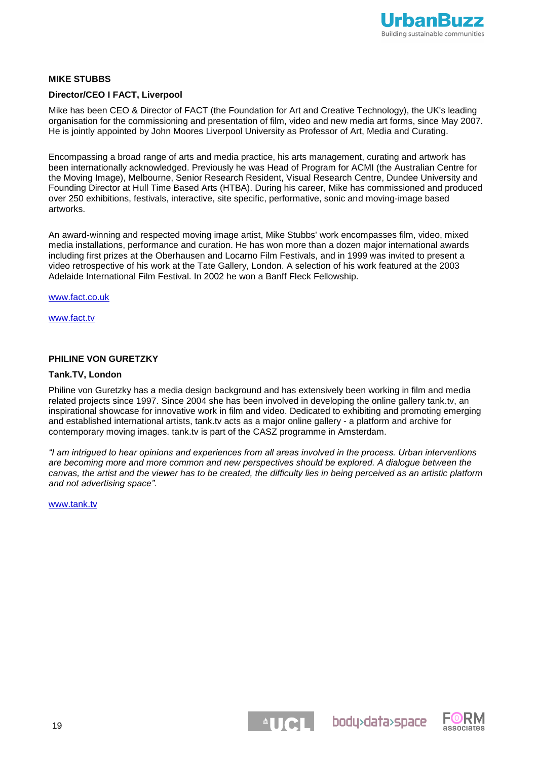**MIKE STUBBS**

**Director/CEO I FACT, Liverpool**

Mike has been CEO & Director of FACT (the Foundation for Art and Creative Technology), the UK's leading organisation for the commissioning and presentation of film, video and new media art forms, since May 2007. He is jointly appointed by John Moores Liverpool University as Professor of Art, Media and Curating.

Encompassing a broad range of arts and media practice, his arts management, curating and artwork has been internationally acknowledged. Previously he was Head of Program for ACMI (the Australian Centre for the Moving Image), Melbourne, Senior Research Resident, Visual Research Centre, Dundee University and Founding Director at Hull Time Based Arts (HTBA). During his career, Mike has commissioned and produced over 250 exhibitions, festivals, interactive, site specific, performative, sonic and moving-image based artworks.

An award-winning and respected moving image artist, Mike Stubbs' work encompasses film, video, mixed media installations, performance and curation. He has won more than a dozen major international awards including first prizes at the Oberhausen and Locarno Film Festivals, and in 1999 was invited to present a video retrospective of his work at the Tate Gallery, London. A selection of his work featured at the 2003 Adelaide International Film Festival. In 2002 he won a Banff Fleck Fellowship.

www.fact.co.uk

www.fact.tv

**PHILINE VON GURETZKY**

**Tank.TV, London**

Philine von Guretzky has a media design background and has extensively been working in film and media related projects since 1997. Since 2004 she has been involved in developing the online gallery tank.tv, an inspirational showcase for innovative work in film and video. Dedicated to exhibiting and promoting emerging and established international artists, tank.tv acts as a major online gallery - a platform and archive for contemporary moving images. tank.tv is part of the CASZ programme in Amsterdam.

*"I am intrigued to hear opinions and experiences from all areas involved in the process. Urban interventions are becoming more and more common and new perspectives should be explored. A dialogue between the canvas, the artist and the viewer has to be created, the difficulty lies in being perceived as an artistic platform and not advertising space".*

www.tank.tv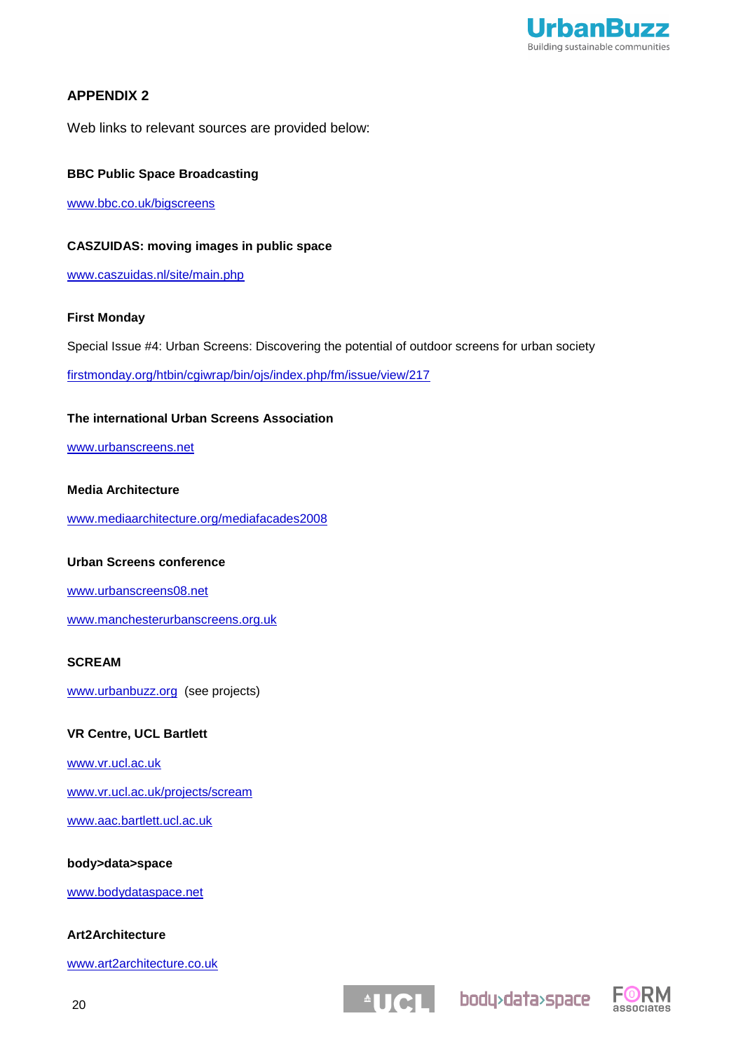## APPENDIX 2

Web links to relevant sources are provided below:

**BBC Public Space Broadcasting**

www.bbc.co.uk/bigscreens

**CASZUIDAS: moving images in public space**

www.caszuidas.nl/site/main.php

**First Monday**

Special Issue #4: Urban Screens: Discovering the potential of outdoor screens for urban society

firstmonday.org/htbin/cgiwrap/bin/ojs/index.php/fm/issue/view/217

**The international Urban Screens Association**

www.urbanscreens.net

**Media Architecture**

www.mediaarchitecture.org/mediafacades2008

**Urban Screens conference**

www.urbanscreens08.net

www.manchesterurbanscreens.org.uk

**SCREAM**

www.urbanbuzz.org (see projects)

**VR Centre, UCL Bartlett**

www.vr.ucl.ac.uk

www.vr.ucl.ac.uk/projects/scream

www.aac.bartlett.ucl.ac.uk

**body>data>space**

www.bodydataspace.net

**Art2Architecture**

www.art2architecture.co.uk